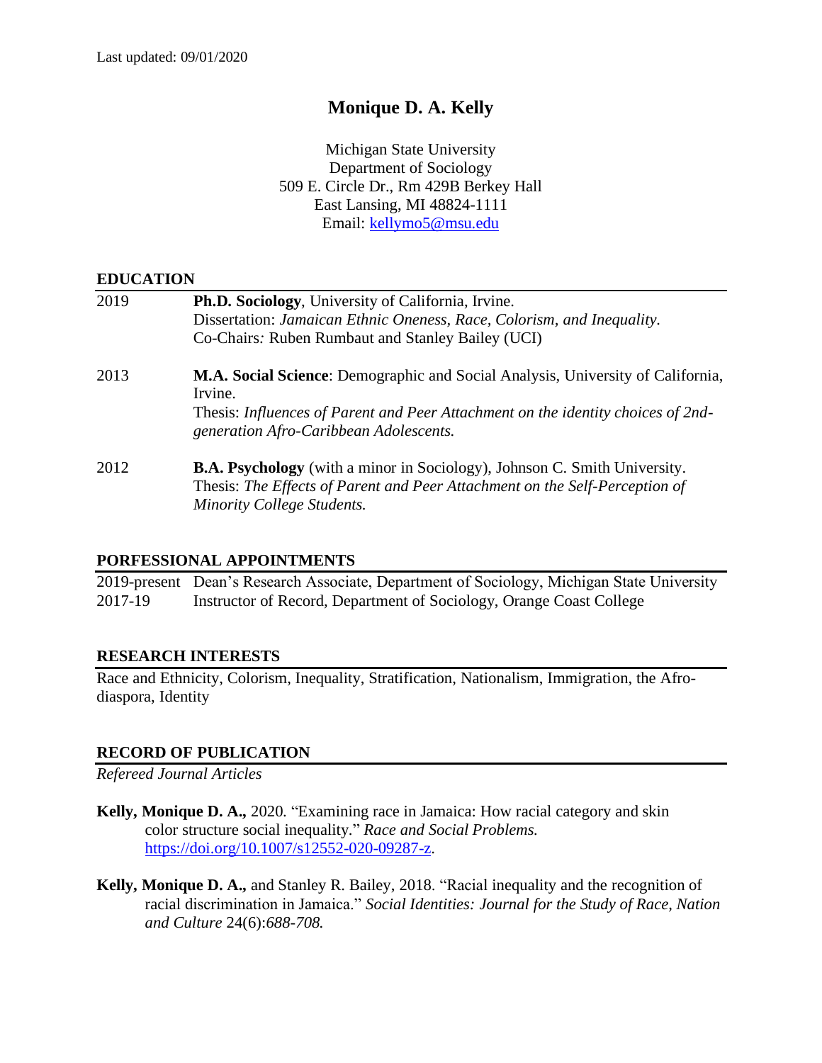Last updated: 09/01/2020

# Monique D. A. Kelly

Michigan State University
Department of Sociology
509 E. Circle Dr., Rm 429B Berkey Hall
East Lansing, MI 48824-1111
Email: kellymo5@msu.edu

## EDUCATION

2019 **Ph.D. Sociology**, University of California, Irvine.
Dissertation: *Jamaican Ethnic Oneness, Race, Colorism, and Inequality.*
Co-Chairs*:* Ruben Rumbaut and Stanley Bailey (UCI)

2013 **M.A. Social Science**: Demographic and Social Analysis, University of California, Irvine.
Thesis: *Influences of Parent and Peer Attachment on the identity choices of 2nd-generation Afro-Caribbean Adolescents.*

2012 **B.A. Psychology** (with a minor in Sociology), Johnson C. Smith University.
Thesis: *The Effects of Parent and Peer Attachment on the Self-Perception of Minority College Students.*

## PORFESSIONAL APPOINTMENTS

2019-present Dean's Research Associate, Department of Sociology, Michigan State University
2017-19 Instructor of Record, Department of Sociology, Orange Coast College

## RESEARCH INTERESTS

Race and Ethnicity, Colorism, Inequality, Stratification, Nationalism, Immigration, the Afro-diaspora, Identity

## RECORD OF PUBLICATION

*Refereed Journal Articles*

**Kelly, Monique D. A.,** 2020. "Examining race in Jamaica: How racial category and skin color structure social inequality." *Race and Social Problems.* https://doi.org/10.1007/s12552-020-09287-z.

**Kelly, Monique D. A.,** and Stanley R. Bailey, 2018. "Racial inequality and the recognition of racial discrimination in Jamaica." *Social Identities: Journal for the Study of Race, Nation and Culture* 24(6):*688-708.*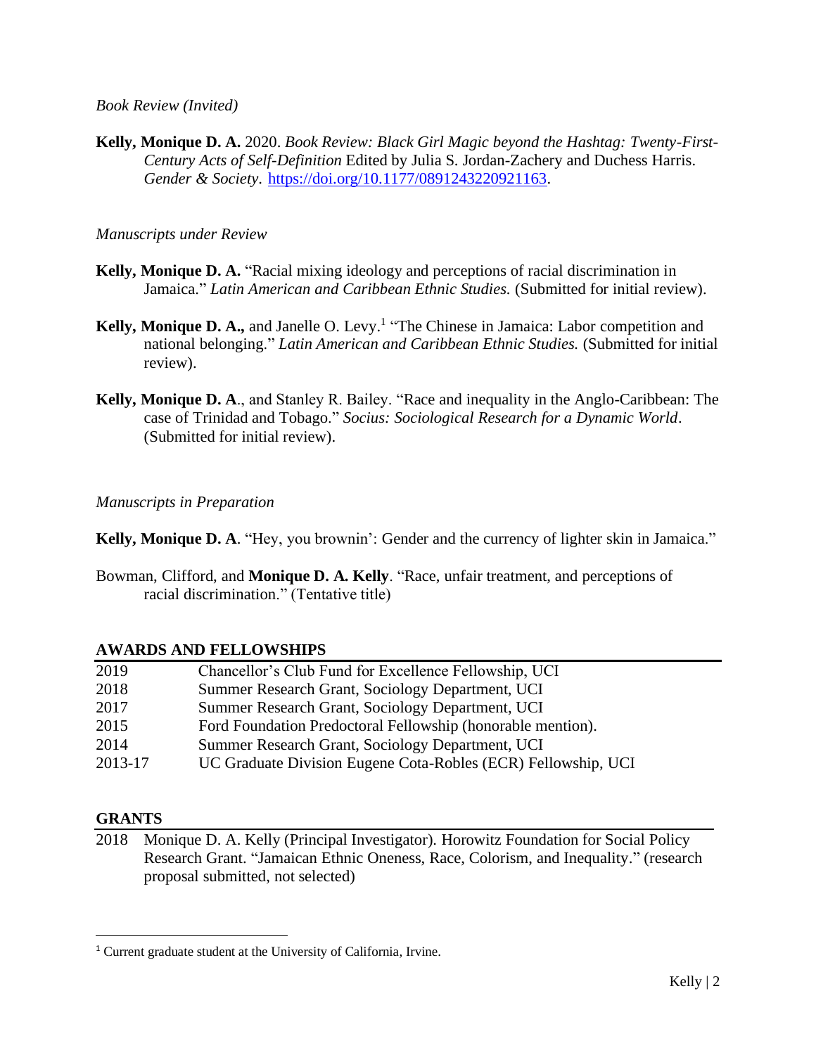*Book Review (Invited)*

**Kelly, Monique D. A.** 2020. *Book Review: Black Girl Magic beyond the Hashtag: Twenty-First-Century Acts of Self-Definition* Edited by Julia S. Jordan-Zachery and Duchess Harris. *Gender & Society*. https://doi.org/10.1177/0891243220921163.

*Manuscripts under Review*

**Kelly, Monique D. A.** "Racial mixing ideology and perceptions of racial discrimination in Jamaica." *Latin American and Caribbean Ethnic Studies.* (Submitted for initial review).

**Kelly, Monique D. A.,** and Janelle O. Levy.[1] "The Chinese in Jamaica: Labor competition and national belonging." *Latin American and Caribbean Ethnic Studies.* (Submitted for initial review).

**Kelly, Monique D. A**., and Stanley R. Bailey. "Race and inequality in the Anglo-Caribbean: The case of Trinidad and Tobago." *Socius: Sociological Research for a Dynamic World*. (Submitted for initial review).

*Manuscripts in Preparation*

**Kelly, Monique D. A**. "Hey, you brownin': Gender and the currency of lighter skin in Jamaica."

Bowman, Clifford, and **Monique D. A. Kelly**. "Race, unfair treatment, and perceptions of racial discrimination." (Tentative title)

## AWARDS AND FELLOWSHIPS

| | |
|---|---|
| 2019 | Chancellor's Club Fund for Excellence Fellowship, UCI |
| 2018 | Summer Research Grant, Sociology Department, UCI |
| 2017 | Summer Research Grant, Sociology Department, UCI |
| 2015 | Ford Foundation Predoctoral Fellowship (honorable mention). |
| 2014 | Summer Research Grant, Sociology Department, UCI |
| 2013-17 | UC Graduate Division Eugene Cota-Robles (ECR) Fellowship, UCI |

## GRANTS

2018 Monique D. A. Kelly (Principal Investigator). Horowitz Foundation for Social Policy Research Grant. "Jamaican Ethnic Oneness, Race, Colorism, and Inequality." (research proposal submitted, not selected)

---

[1] Current graduate student at the University of California, Irvine.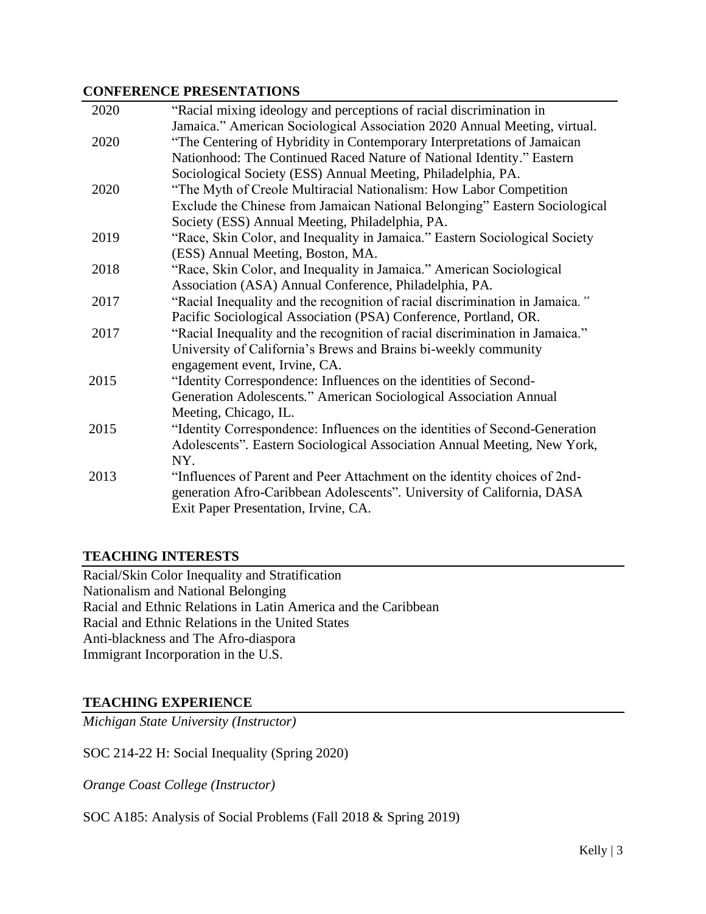## CONFERENCE PRESENTATIONS

| | |
|---|---|
| 2020 | "Racial mixing ideology and perceptions of racial discrimination in Jamaica." American Sociological Association 2020 Annual Meeting, virtual. |
| 2020 | "The Centering of Hybridity in Contemporary Interpretations of Jamaican Nationhood: The Continued Raced Nature of National Identity." Eastern Sociological Society (ESS) Annual Meeting, Philadelphia, PA. |
| 2020 | "The Myth of Creole Multiracial Nationalism: How Labor Competition Exclude the Chinese from Jamaican National Belonging" Eastern Sociological Society (ESS) Annual Meeting, Philadelphia, PA. |
| 2019 | "Race, Skin Color, and Inequality in Jamaica." Eastern Sociological Society (ESS) Annual Meeting, Boston, MA. |
| 2018 | "Race, Skin Color, and Inequality in Jamaica." American Sociological Association (ASA) Annual Conference, Philadelphia, PA. |
| 2017 | "Racial Inequality and the recognition of racial discrimination in Jamaica." Pacific Sociological Association (PSA) Conference, Portland, OR. |
| 2017 | "Racial Inequality and the recognition of racial discrimination in Jamaica." University of California's Brews and Brains bi-weekly community engagement event, Irvine, CA. |
| 2015 | "Identity Correspondence: Influences on the identities of Second-Generation Adolescents." American Sociological Association Annual Meeting, Chicago, IL. |
| 2015 | "Identity Correspondence: Influences on the identities of Second-Generation Adolescents". Eastern Sociological Association Annual Meeting, New York, NY. |
| 2013 | "Influences of Parent and Peer Attachment on the identity choices of 2nd-generation Afro-Caribbean Adolescents". University of California, DASA Exit Paper Presentation, Irvine, CA. |

## TEACHING INTERESTS

Racial/Skin Color Inequality and Stratification
Nationalism and National Belonging
Racial and Ethnic Relations in Latin America and the Caribbean
Racial and Ethnic Relations in the United States
Anti-blackness and The Afro-diaspora
Immigrant Incorporation in the U.S.

## TEACHING EXPERIENCE

*Michigan State University (Instructor)*

SOC 214-22 H: Social Inequality (Spring 2020)

*Orange Coast College (Instructor)*

SOC A185: Analysis of Social Problems (Fall 2018 & Spring 2019)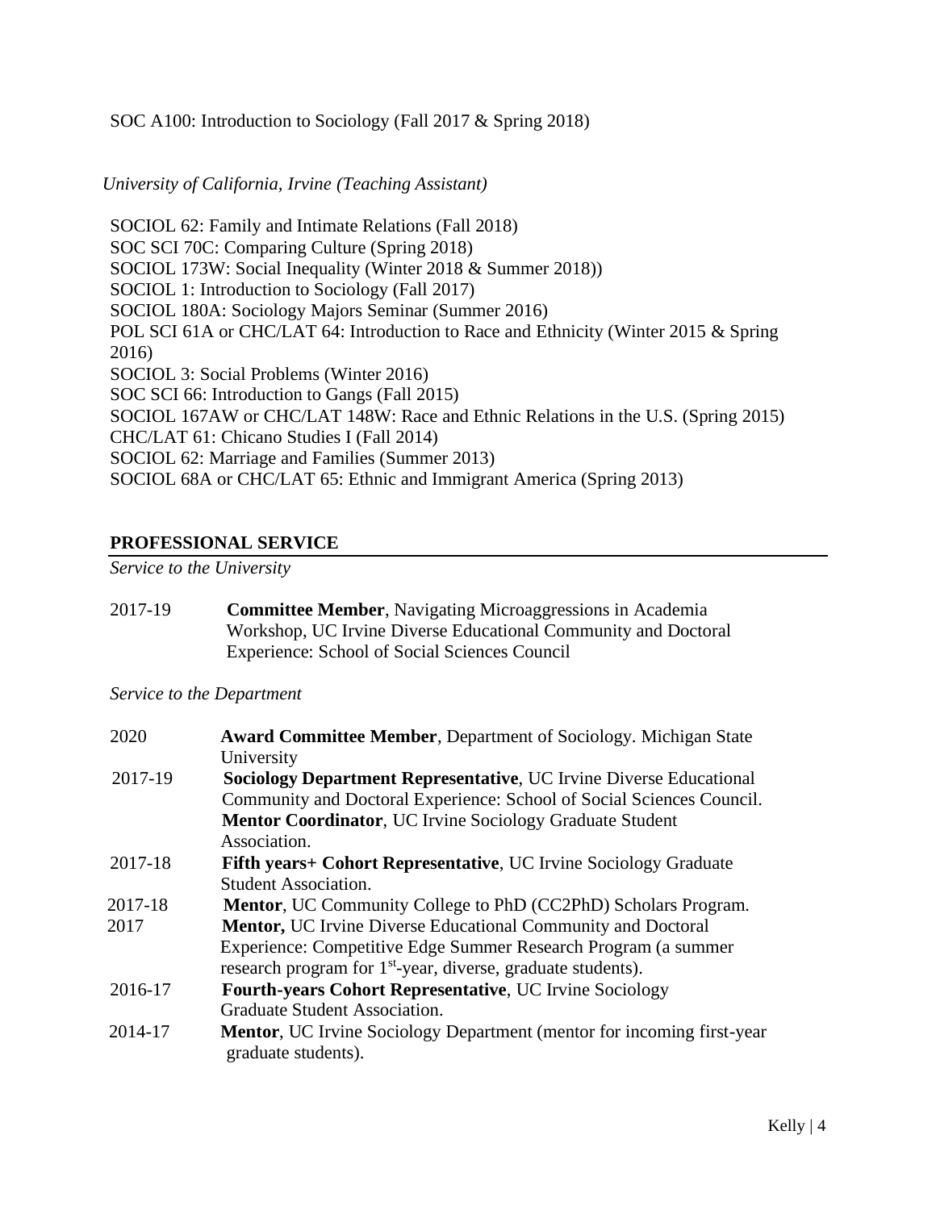SOC A100: Introduction to Sociology (Fall 2017 & Spring 2018)

*University of California, Irvine (Teaching Assistant)*

SOCIOL 62: Family and Intimate Relations (Fall 2018)
SOC SCI 70C: Comparing Culture (Spring 2018)
SOCIOL 173W: Social Inequality (Winter 2018 & Summer 2018))
SOCIOL 1: Introduction to Sociology (Fall 2017)
SOCIOL 180A: Sociology Majors Seminar (Summer 2016)
POL SCI 61A or CHC/LAT 64: Introduction to Race and Ethnicity (Winter 2015 & Spring 2016)
SOCIOL 3: Social Problems (Winter 2016)
SOC SCI 66: Introduction to Gangs (Fall 2015)
SOCIOL 167AW or CHC/LAT 148W: Race and Ethnic Relations in the U.S. (Spring 2015)
CHC/LAT 61: Chicano Studies I (Fall 2014)
SOCIOL 62: Marriage and Families (Summer 2013)
SOCIOL 68A or CHC/LAT 65: Ethnic and Immigrant America (Spring 2013)

## PROFESSIONAL SERVICE

*Service to the University*

2017-19 **Committee Member**, Navigating Microaggressions in Academia Workshop, UC Irvine Diverse Educational Community and Doctoral Experience: School of Social Sciences Council

*Service to the Department*

2020 **Award Committee Member**, Department of Sociology. Michigan State University

2017-19 **Sociology Department Representative**, UC Irvine Diverse Educational Community and Doctoral Experience: School of Social Sciences Council.
**Mentor Coordinator**, UC Irvine Sociology Graduate Student Association.

2017-18 **Fifth years+ Cohort Representative**, UC Irvine Sociology Graduate Student Association.

2017-18 **Mentor**, UC Community College to PhD (CC2PhD) Scholars Program.

2017 **Mentor,** UC Irvine Diverse Educational Community and Doctoral Experience: Competitive Edge Summer Research Program (a summer research program for 1st-year, diverse, graduate students).

2016-17 **Fourth-years Cohort Representative**, UC Irvine Sociology Graduate Student Association.

2014-17 **Mentor**, UC Irvine Sociology Department (mentor for incoming first-year graduate students).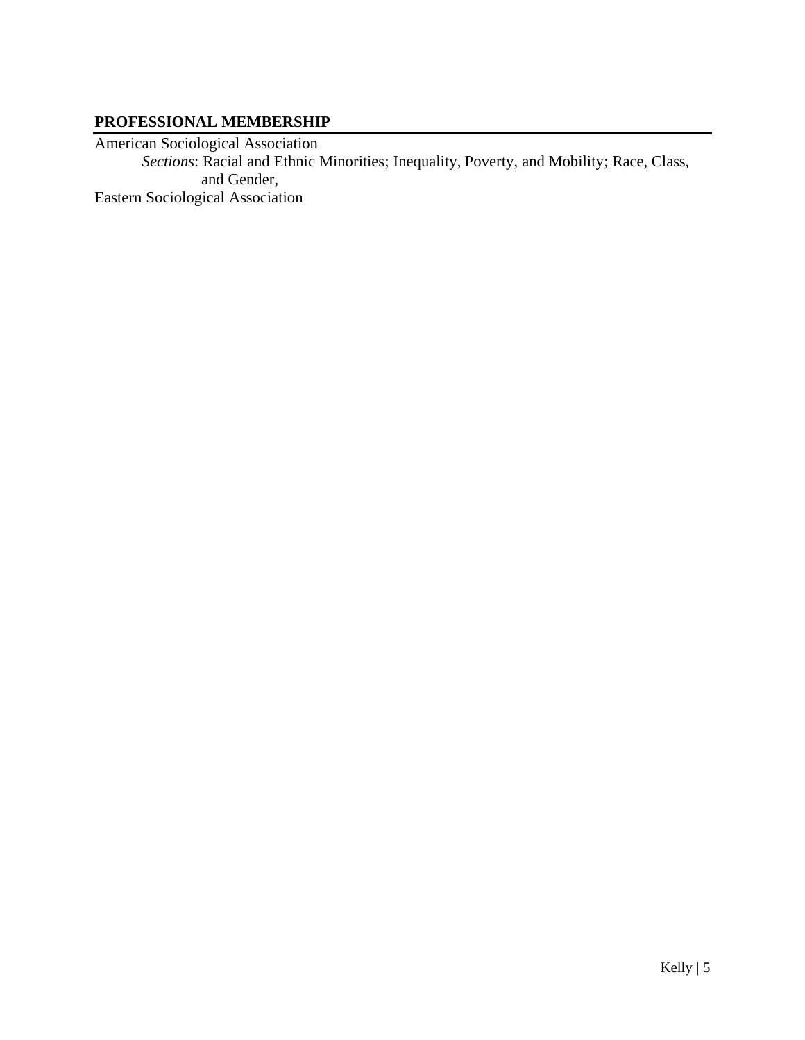## PROFESSIONAL MEMBERSHIP

American Sociological Association

*Sections*: Racial and Ethnic Minorities; Inequality, Poverty, and Mobility; Race, Class, and Gender,

Eastern Sociological Association